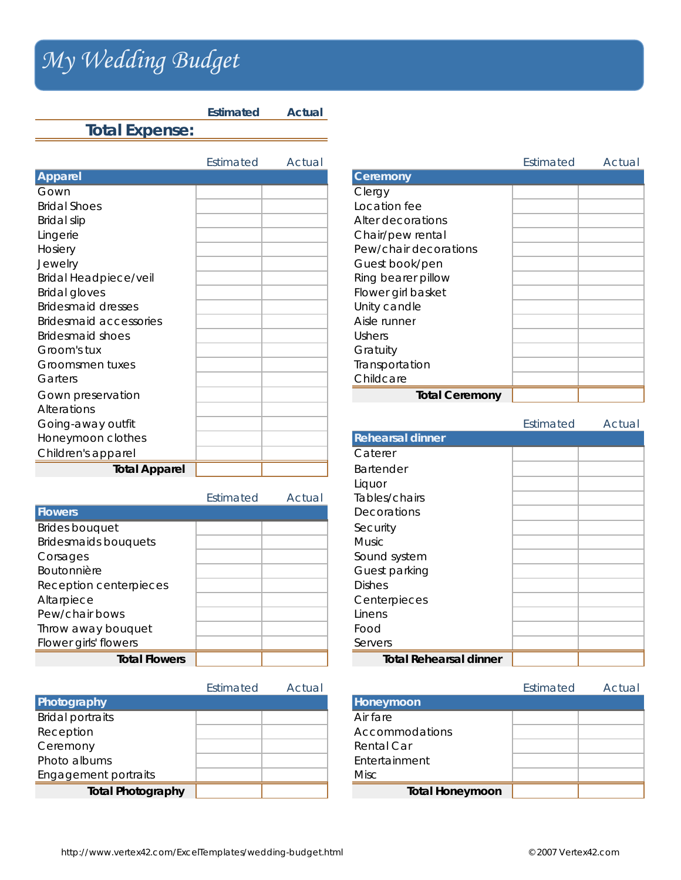# My Wedding Budget

| | Estimated | Actual |
|---|---|---|
| **Total Expense:** | | |

| Apparel | Estimated | Actual |
|---|---|---|
| Gown | | |
| Bridal Shoes | | |
| Bridal slip | | |
| Lingerie | | |
| Hosiery | | |
| Jewelry | | |
| Bridal Headpiece/veil | | |
| Bridal gloves | | |
| Bridesmaid dresses | | |
| Bridesmaid accessories | | |
| Bridesmaid shoes | | |
| Groom's tux | | |
| Groomsmen tuxes | | |
| Garters | | |
| Gown preservation | | |
| Alterations | | |
| Going-away outfit | | |
| Honeymoon clothes | | |
| Children's apparel | | |
| **Total Apparel** | | |

| Flowers | Estimated | Actual |
|---|---|---|
| Brides bouquet | | |
| Bridesmaids bouquets | | |
| Corsages | | |
| Boutonnière | | |
| Reception centerpieces | | |
| Altarpiece | | |
| Pew/chair bows | | |
| Throw away bouquet | | |
| Flower girls' flowers | | |
| **Total Flowers** | | |

| Photography | Estimated | Actual |
|---|---|---|
| Bridal portraits | | |
| Reception | | |
| Ceremony | | |
| Photo albums | | |
| Engagement portraits | | |
| **Total Photography** | | |

| Ceremony | Estimated | Actual |
|---|---|---|
| Clergy | | |
| Location fee | | |
| Alter decorations | | |
| Chair/pew rental | | |
| Pew/chair decorations | | |
| Guest book/pen | | |
| Ring bearer pillow | | |
| Flower girl basket | | |
| Unity candle | | |
| Aisle runner | | |
| Ushers | | |
| Gratuity | | |
| Transportation | | |
| Childcare | | |
| **Total Ceremony** | | |

| Rehearsal dinner | Estimated | Actual |
|---|---|---|
| Caterer | | |
| Bartender | | |
| Liquor | | |
| Tables/chairs | | |
| Decorations | | |
| Security | | |
| Music | | |
| Sound system | | |
| Guest parking | | |
| Dishes | | |
| Centerpieces | | |
| Linens | | |
| Food | | |
| Servers | | |
| **Total Rehearsal dinner** | | |

| Honeymoon | Estimated | Actual |
|---|---|---|
| Air fare | | |
| Accommodations | | |
| Rental Car | | |
| Entertainment | | |
| Misc | | |
| **Total Honeymoon** | | |

http://www.vertex42.com/ExcelTemplates/wedding-budget.html © 2007 Vertex42.com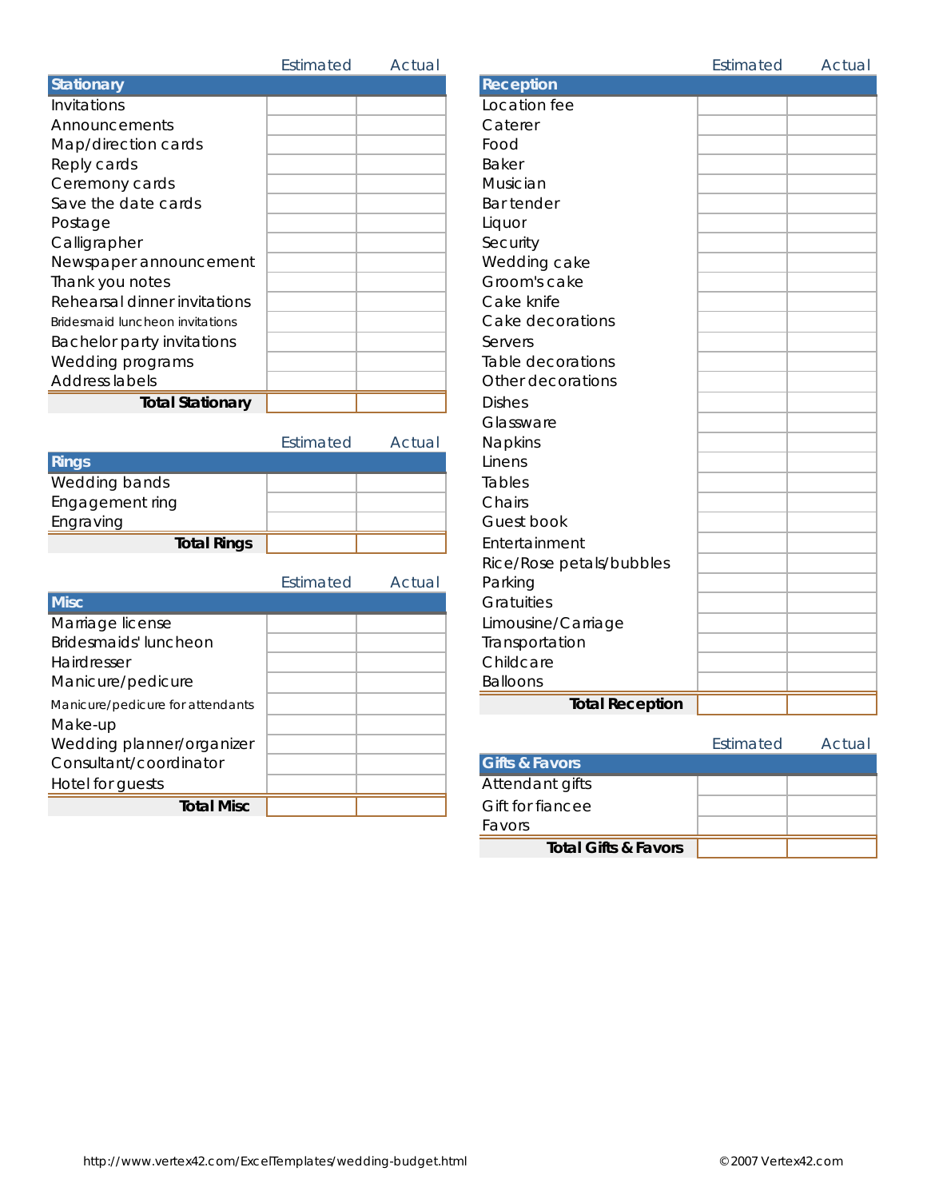| Stationary | Estimated | Actual |
|---|---|---|
| Invitations | | |
| Announcements | | |
| Map/direction cards | | |
| Reply cards | | |
| Ceremony cards | | |
| Save the date cards | | |
| Postage | | |
| Calligrapher | | |
| Newspaper announcement | | |
| Thank you notes | | |
| Rehearsal dinner invitations | | |
| Bridesmaid luncheon invitations | | |
| Bachelor party invitations | | |
| Wedding programs | | |
| Address labels | | |
| **Total Stationary** | | |

| Rings | Estimated | Actual |
|---|---|---|
| Wedding bands | | |
| Engagement ring | | |
| Engraving | | |
| **Total Rings** | | |

| Misc | Estimated | Actual |
|---|---|---|
| Marriage license | | |
| Bridesmaids' luncheon | | |
| Hairdresser | | |
| Manicure/pedicure | | |
| Manicure/pedicure for attendants | | |
| Make-up | | |
| Wedding planner/organizer | | |
| Consultant/coordinator | | |
| Hotel for guests | | |
| **Total Misc** | | |

| Reception | Estimated | Actual |
|---|---|---|
| Location fee | | |
| Caterer | | |
| Food | | |
| Baker | | |
| Musician | | |
| Bartender | | |
| Liquor | | |
| Security | | |
| Wedding cake | | |
| Groom's cake | | |
| Cake knife | | |
| Cake decorations | | |
| Servers | | |
| Table decorations | | |
| Other decorations | | |
| Dishes | | |
| Glassware | | |
| Napkins | | |
| Linens | | |
| Tables | | |
| Chairs | | |
| Guest book | | |
| Entertainment | | |
| Rice/Rose petals/bubbles | | |
| Parking | | |
| Gratuities | | |
| Limousine/Carriage | | |
| Transportation | | |
| Childcare | | |
| Balloons | | |
| **Total Reception** | | |

| Gifts & Favors | Estimated | Actual |
|---|---|---|
| Attendant gifts | | |
| Gift for fiancee | | |
| Favors | | |
| **Total Gifts & Favors** | | |

http://www.vertex42.com/ExcelTemplates/wedding-budget.html

© 2007 Vertex42.com